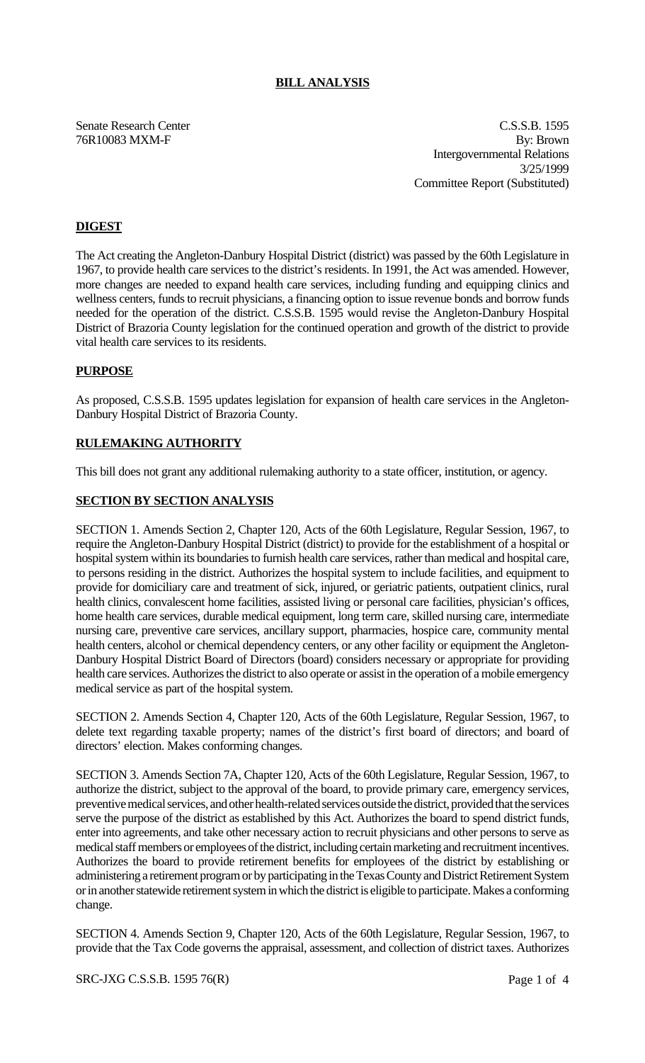# BILL ANALYSIS

Senate Research Center
76R10083 MXM-F

C.S.S.B. 1595
By: Brown
Intergovernmental Relations
3/25/1999
Committee Report (Substituted)

## DIGEST

The Act creating the Angleton-Danbury Hospital District (district) was passed by the 60th Legislature in 1967, to provide health care services to the district's residents. In 1991, the Act was amended. However, more changes are needed to expand health care services, including funding and equipping clinics and wellness centers, funds to recruit physicians, a financing option to issue revenue bonds and borrow funds needed for the operation of the district. C.S.S.B. 1595 would revise the Angleton-Danbury Hospital District of Brazoria County legislation for the continued operation and growth of the district to provide vital health care services to its residents.

## PURPOSE

As proposed, C.S.S.B. 1595 updates legislation for expansion of health care services in the Angleton-Danbury Hospital District of Brazoria County.

## RULEMAKING AUTHORITY

This bill does not grant any additional rulemaking authority to a state officer, institution, or agency.

## SECTION BY SECTION ANALYSIS

SECTION 1. Amends Section 2, Chapter 120, Acts of the 60th Legislature, Regular Session, 1967, to require the Angleton-Danbury Hospital District (district) to provide for the establishment of a hospital or hospital system within its boundaries to furnish health care services, rather than medical and hospital care, to persons residing in the district. Authorizes the hospital system to include facilities, and equipment to provide for domiciliary care and treatment of sick, injured, or geriatric patients, outpatient clinics, rural health clinics, convalescent home facilities, assisted living or personal care facilities, physician's offices, home health care services, durable medical equipment, long term care, skilled nursing care, intermediate nursing care, preventive care services, ancillary support, pharmacies, hospice care, community mental health centers, alcohol or chemical dependency centers, or any other facility or equipment the Angleton-Danbury Hospital District Board of Directors (board) considers necessary or appropriate for providing health care services. Authorizes the district to also operate or assist in the operation of a mobile emergency medical service as part of the hospital system.

SECTION 2. Amends Section 4, Chapter 120, Acts of the 60th Legislature, Regular Session, 1967, to delete text regarding taxable property; names of the district's first board of directors; and board of directors' election. Makes conforming changes.

SECTION 3. Amends Section 7A, Chapter 120, Acts of the 60th Legislature, Regular Session, 1967, to authorize the district, subject to the approval of the board, to provide primary care, emergency services, preventive medical services, and other health-related services outside the district, provided that the services serve the purpose of the district as established by this Act. Authorizes the board to spend district funds, enter into agreements, and take other necessary action to recruit physicians and other persons to serve as medical staff members or employees of the district, including certain marketing and recruitment incentives. Authorizes the board to provide retirement benefits for employees of the district by establishing or administering a retirement program or by participating in the Texas County and District Retirement System or in another statewide retirement system in which the district is eligible to participate. Makes a conforming change.

SECTION 4. Amends Section 9, Chapter 120, Acts of the 60th Legislature, Regular Session, 1967, to provide that the Tax Code governs the appraisal, assessment, and collection of district taxes. Authorizes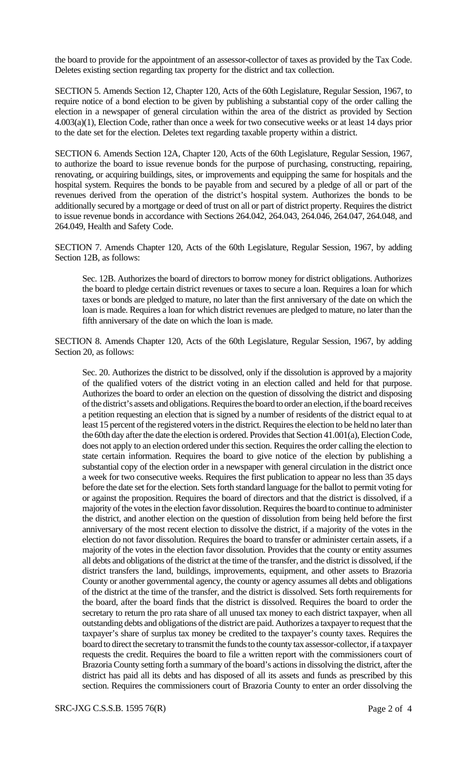the board to provide for the appointment of an assessor-collector of taxes as provided by the Tax Code. Deletes existing section regarding tax property for the district and tax collection.

SECTION 5. Amends Section 12, Chapter 120, Acts of the 60th Legislature, Regular Session, 1967, to require notice of a bond election to be given by publishing a substantial copy of the order calling the election in a newspaper of general circulation within the area of the district as provided by Section 4.003(a)(1), Election Code, rather than once a week for two consecutive weeks or at least 14 days prior to the date set for the election. Deletes text regarding taxable property within a district.

SECTION 6. Amends Section 12A, Chapter 120, Acts of the 60th Legislature, Regular Session, 1967, to authorize the board to issue revenue bonds for the purpose of purchasing, constructing, repairing, renovating, or acquiring buildings, sites, or improvements and equipping the same for hospitals and the hospital system. Requires the bonds to be payable from and secured by a pledge of all or part of the revenues derived from the operation of the district's hospital system. Authorizes the bonds to be additionally secured by a mortgage or deed of trust on all or part of district property. Requires the district to issue revenue bonds in accordance with Sections 264.042, 264.043, 264.046, 264.047, 264.048, and 264.049, Health and Safety Code.

SECTION 7. Amends Chapter 120, Acts of the 60th Legislature, Regular Session, 1967, by adding Section 12B, as follows:

Sec. 12B. Authorizes the board of directors to borrow money for district obligations. Authorizes the board to pledge certain district revenues or taxes to secure a loan. Requires a loan for which taxes or bonds are pledged to mature, no later than the first anniversary of the date on which the loan is made. Requires a loan for which district revenues are pledged to mature, no later than the fifth anniversary of the date on which the loan is made.

SECTION 8. Amends Chapter 120, Acts of the 60th Legislature, Regular Session, 1967, by adding Section 20, as follows:

Sec. 20. Authorizes the district to be dissolved, only if the dissolution is approved by a majority of the qualified voters of the district voting in an election called and held for that purpose. Authorizes the board to order an election on the question of dissolving the district and disposing of the district's assets and obligations. Requires the board to order an election, if the board receives a petition requesting an election that is signed by a number of residents of the district equal to at least 15 percent of the registered voters in the district. Requires the election to be held no later than the 60th day after the date the election is ordered. Provides that Section 41.001(a), Election Code, does not apply to an election ordered under this section. Requires the order calling the election to state certain information. Requires the board to give notice of the election by publishing a substantial copy of the election order in a newspaper with general circulation in the district once a week for two consecutive weeks. Requires the first publication to appear no less than 35 days before the date set for the election. Sets forth standard language for the ballot to permit voting for or against the proposition. Requires the board of directors and that the district is dissolved, if a majority of the votes in the election favor dissolution. Requires the board to continue to administer the district, and another election on the question of dissolution from being held before the first anniversary of the most recent election to dissolve the district, if a majority of the votes in the election do not favor dissolution. Requires the board to transfer or administer certain assets, if a majority of the votes in the election favor dissolution. Provides that the county or entity assumes all debts and obligations of the district at the time of the transfer, and the district is dissolved, if the district transfers the land, buildings, improvements, equipment, and other assets to Brazoria County or another governmental agency, the county or agency assumes all debts and obligations of the district at the time of the transfer, and the district is dissolved. Sets forth requirements for the board, after the board finds that the district is dissolved. Requires the board to order the secretary to return the pro rata share of all unused tax money to each district taxpayer, when all outstanding debts and obligations of the district are paid. Authorizes a taxpayer to request that the taxpayer's share of surplus tax money be credited to the taxpayer's county taxes. Requires the board to direct the secretary to transmit the funds to the county tax assessor-collector, if a taxpayer requests the credit. Requires the board to file a written report with the commissioners court of Brazoria County setting forth a summary of the board's actions in dissolving the district, after the district has paid all its debts and has disposed of all its assets and funds as prescribed by this section. Requires the commissioners court of Brazoria County to enter an order dissolving the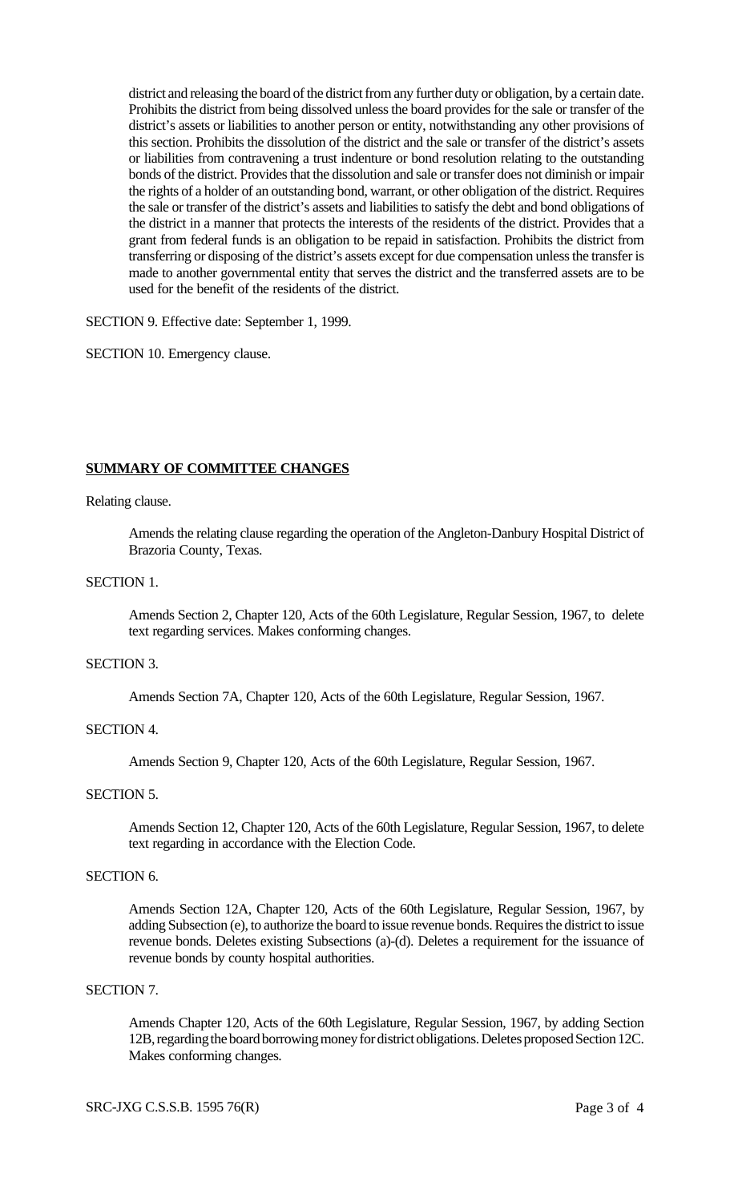district and releasing the board of the district from any further duty or obligation, by a certain date. Prohibits the district from being dissolved unless the board provides for the sale or transfer of the district's assets or liabilities to another person or entity, notwithstanding any other provisions of this section. Prohibits the dissolution of the district and the sale or transfer of the district's assets or liabilities from contravening a trust indenture or bond resolution relating to the outstanding bonds of the district. Provides that the dissolution and sale or transfer does not diminish or impair the rights of a holder of an outstanding bond, warrant, or other obligation of the district. Requires the sale or transfer of the district's assets and liabilities to satisfy the debt and bond obligations of the district in a manner that protects the interests of the residents of the district. Provides that a grant from federal funds is an obligation to be repaid in satisfaction. Prohibits the district from transferring or disposing of the district's assets except for due compensation unless the transfer is made to another governmental entity that serves the district and the transferred assets are to be used for the benefit of the residents of the district.

SECTION 9. Effective date: September 1, 1999.

SECTION 10. Emergency clause.

**SUMMARY OF COMMITTEE CHANGES**

Relating clause.

Amends the relating clause regarding the operation of the Angleton-Danbury Hospital District of Brazoria County, Texas.

SECTION 1.

Amends Section 2, Chapter 120, Acts of the 60th Legislature, Regular Session, 1967, to delete text regarding services. Makes conforming changes.

SECTION 3.

Amends Section 7A, Chapter 120, Acts of the 60th Legislature, Regular Session, 1967.

SECTION 4.

Amends Section 9, Chapter 120, Acts of the 60th Legislature, Regular Session, 1967.

SECTION 5.

Amends Section 12, Chapter 120, Acts of the 60th Legislature, Regular Session, 1967, to delete text regarding in accordance with the Election Code.

SECTION 6.

Amends Section 12A, Chapter 120, Acts of the 60th Legislature, Regular Session, 1967, by adding Subsection (e), to authorize the board to issue revenue bonds. Requires the district to issue revenue bonds. Deletes existing Subsections (a)-(d). Deletes a requirement for the issuance of revenue bonds by county hospital authorities.

SECTION 7.

Amends Chapter 120, Acts of the 60th Legislature, Regular Session, 1967, by adding Section 12B, regarding the board borrowing money for district obligations. Deletes proposed Section 12C. Makes conforming changes.

SRC-JXG C.S.S.B. 1595 76(R)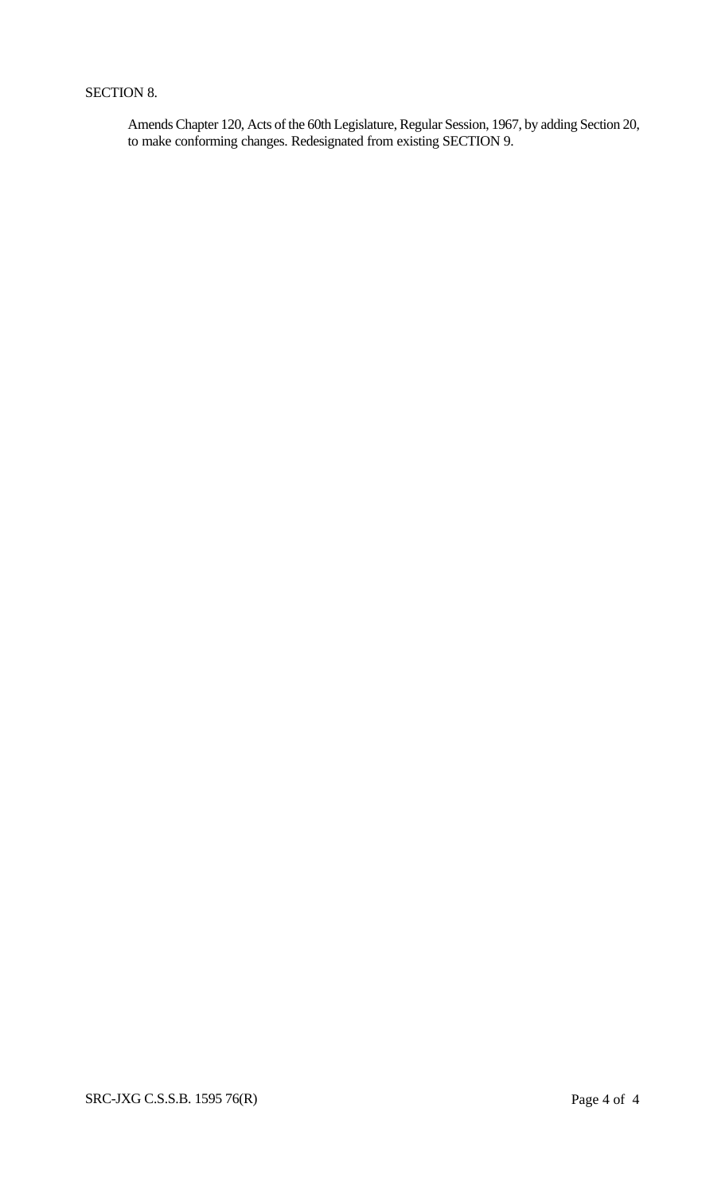SECTION 8.

Amends Chapter 120, Acts of the 60th Legislature, Regular Session, 1967, by adding Section 20, to make conforming changes. Redesignated from existing SECTION 9.